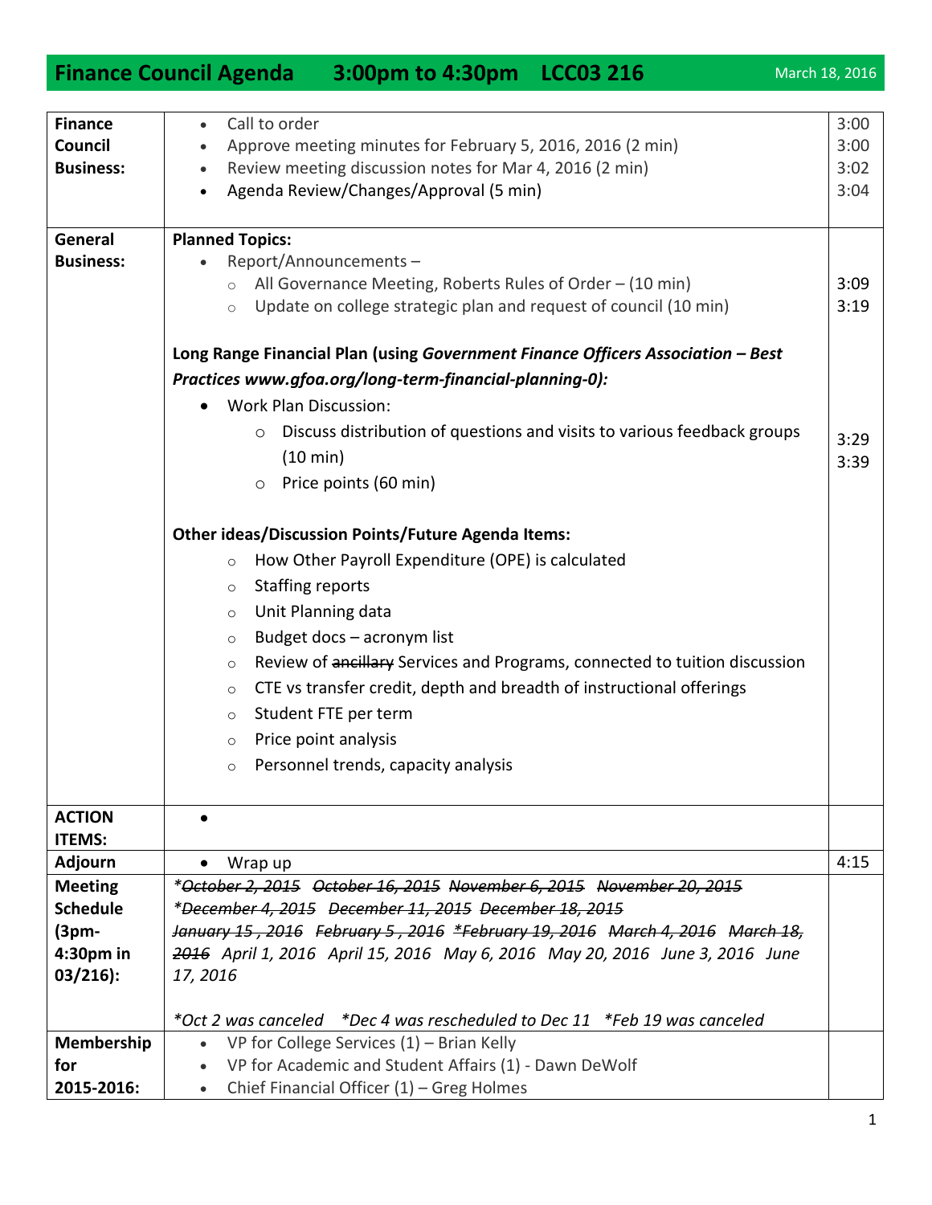# Finance Council Agenda 3:00pm to 4:30pm LCC03 216

March 18, 2016

| | | |
|---|---|---|
| **Finance Council Business:** | • Call to order<br>• Approve meeting minutes for February 5, 2016, 2016 (2 min)<br>• Review meeting discussion notes for Mar 4, 2016 (2 min)<br>• Agenda Review/Changes/Approval (5 min) | 3:00<br>3:00<br>3:02<br>3:04 |
| **General Business:** | **Planned Topics:**<br>• Report/Announcements –<br>  ○ All Governance Meeting, Roberts Rules of Order – (10 min)<br>  ○ Update on college strategic plan and request of council (10 min)<br><br>**Long Range Financial Plan (using *Government Finance Officers Association – Best Practices www.gfoa.org/long-term-financial-planning-0*):**<br>• Work Plan Discussion:<br>  ○ Discuss distribution of questions and visits to various feedback groups (10 min)<br>  ○ Price points (60 min)<br><br>**Other ideas/Discussion Points/Future Agenda Items:**<br>  ○ How Other Payroll Expenditure (OPE) is calculated<br>  ○ Staffing reports<br>  ○ Unit Planning data<br>  ○ Budget docs – acronym list<br>  ○ Review of ~~ancillary~~ Services and Programs, connected to tuition discussion<br>  ○ CTE vs transfer credit, depth and breadth of instructional offerings<br>  ○ Student FTE per term<br>  ○ Price point analysis<br>  ○ Personnel trends, capacity analysis | <br><br>3:09<br>3:19<br><br><br><br>3:29<br>3:39 |
| **ACTION ITEMS:** | • | |
| **Adjourn** | • Wrap up | 4:15 |
| **Meeting Schedule (3pm-4:30pm in 03/216):** | *~~*October 2, 2015~~ ~~October 16, 2015~~ ~~November 6, 2015~~ ~~November 20, 2015~~ ~~*December 4, 2015~~ ~~December 11, 2015~~ ~~December 18, 2015~~ ~~January 15 , 2016~~ ~~February 5 , 2016~~ ~~*February 19, 2016~~ ~~March 4, 2016~~ ~~March 18, 2016~~ April 1, 2016 April 15, 2016 May 6, 2016 May 20, 2016 June 3, 2016 June 17, 2016*<br><br>*\*Oct 2 was canceled \*Dec 4 was rescheduled to Dec 11 \*Feb 19 was canceled* | |
| **Membership for 2015-2016:** | • VP for College Services (1) – Brian Kelly<br>• VP for Academic and Student Affairs (1) - Dawn DeWolf<br>• Chief Financial Officer (1) – Greg Holmes | |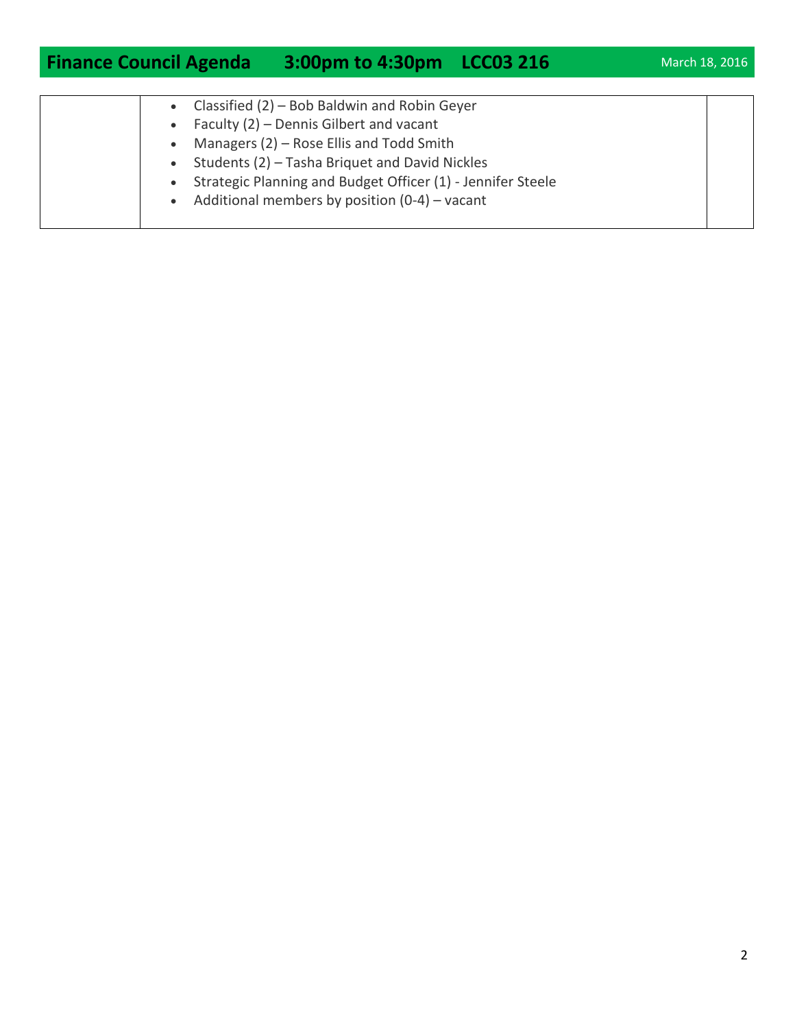| | | |
|---|---|---|
| | • Classified (2) – Bob Baldwin and Robin Geyer<br>• Faculty (2) – Dennis Gilbert and vacant<br>• Managers (2) – Rose Ellis and Todd Smith<br>• Students (2) – Tasha Briquet and David Nickles<br>• Strategic Planning and Budget Officer (1) - Jennifer Steele<br>• Additional members by position (0-4) – vacant | |